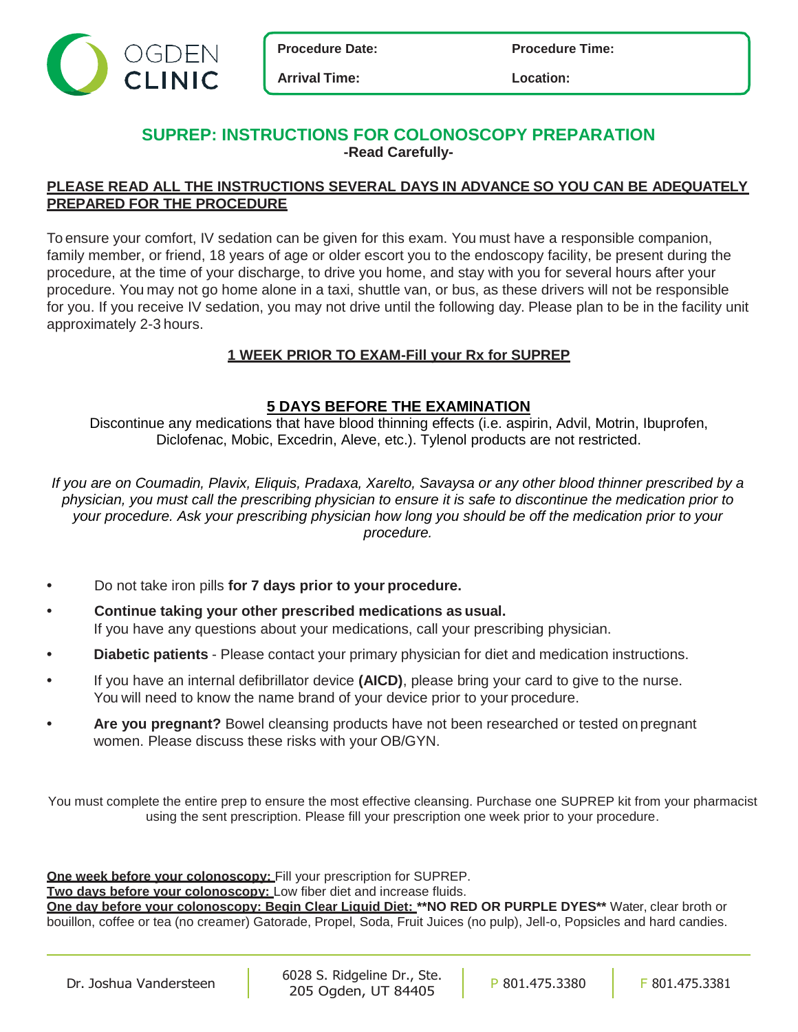OGDEN CLINIC

| Procedure Date: | Procedure Time: |
| --- | --- |
| Arrival Time: | Location: |

# SUPREP: INSTRUCTIONS FOR COLONOSCOPY PREPARATION

**-Read Carefully-**

**PLEASE READ ALL THE INSTRUCTIONS SEVERAL DAYS IN ADVANCE SO YOU CAN BE ADEQUATELY PREPARED FOR THE PROCEDURE**

To ensure your comfort, IV sedation can be given for this exam. You must have a responsible companion, family member, or friend, 18 years of age or older escort you to the endoscopy facility, be present during the procedure, at the time of your discharge, to drive you home, and stay with you for several hours after your procedure. You may not go home alone in a taxi, shuttle van, or bus, as these drivers will not be responsible for you. If you receive IV sedation, you may not drive until the following day. Please plan to be in the facility unit approximately 2-3 hours.

## 1 WEEK PRIOR TO EXAM-Fill your Rx for SUPREP

## 5 DAYS BEFORE THE EXAMINATION

Discontinue any medications that have blood thinning effects (i.e. aspirin, Advil, Motrin, Ibuprofen, Diclofenac, Mobic, Excedrin, Aleve, etc.). Tylenol products are not restricted.

*If you are on Coumadin, Plavix, Eliquis, Pradaxa, Xarelto, Savaysa or any other blood thinner prescribed by a physician, you must call the prescribing physician to ensure it is safe to discontinue the medication prior to your procedure. Ask your prescribing physician how long you should be off the medication prior to your procedure.*

- Do not take iron pills **for 7 days prior to your procedure.**
- **Continue taking your other prescribed medications as usual.** If you have any questions about your medications, call your prescribing physician.
- **Diabetic patients** - Please contact your primary physician for diet and medication instructions.
- If you have an internal defibrillator device **(AICD)**, please bring your card to give to the nurse. You will need to know the name brand of your device prior to your procedure.
- **Are you pregnant?** Bowel cleansing products have not been researched or tested on pregnant women. Please discuss these risks with your OB/GYN.

You must complete the entire prep to ensure the most effective cleansing. Purchase one SUPREP kit from your pharmacist using the sent prescription. Please fill your prescription one week prior to your procedure.

**One week before your colonoscopy:** Fill your prescription for SUPREP.
**Two days before your colonoscopy:** Low fiber diet and increase fluids.
**One day before your colonoscopy: Begin Clear Liquid Diet: \*\*NO RED OR PURPLE DYES\*\*** Water, clear broth or bouillon, coffee or tea (no creamer) Gatorade, Propel, Soda, Fruit Juices (no pulp), Jell-o, Popsicles and hard candies.

Dr. Joshua Vandersteen | 6028 S. Ridgeline Dr., Ste. 205 Ogden, UT 84405 | P 801.475.3380 | F 801.475.3381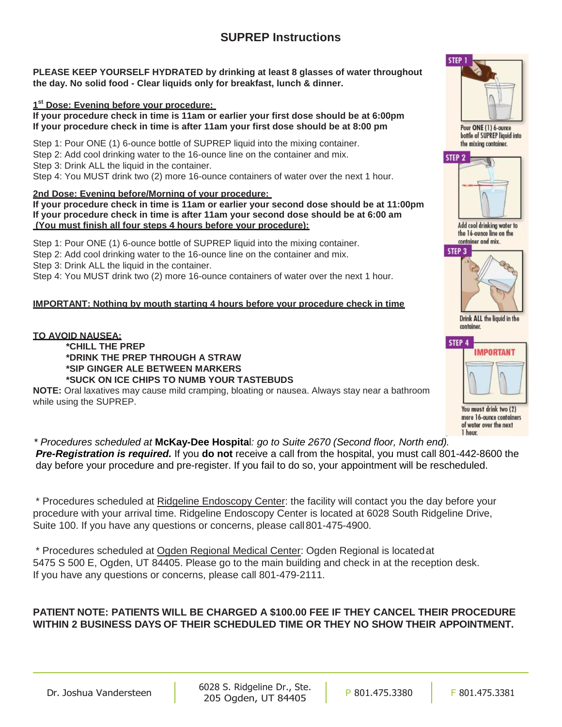# SUPREP Instructions

**PLEASE KEEP YOURSELF HYDRATED by drinking at least 8 glasses of water throughout the day. No solid food - Clear liquids only for breakfast, lunch & dinner.**

**1st Dose: Evening before your procedure:**

**If your procedure check in time is 11am or earlier your first dose should be at 6:00pm**
**If your procedure check in time is after 11am your first dose should be at 8:00 pm**

Step 1: Pour ONE (1) 6-ounce bottle of SUPREP liquid into the mixing container.
Step 2: Add cool drinking water to the 16-ounce line on the container and mix.
Step 3: Drink ALL the liquid in the container.
Step 4: You MUST drink two (2) more 16-ounce containers of water over the next 1 hour.

**2nd Dose: Evening before/Morning of your procedure:**

**If your procedure check in time is 11am or earlier your second dose should be at 11:00pm**
**If your procedure check in time is after 11am your second dose should be at 6:00 am**
**(You must finish all four steps 4 hours before your procedure):**

Step 1: Pour ONE (1) 6-ounce bottle of SUPREP liquid into the mixing container.
Step 2: Add cool drinking water to the 16-ounce line on the container and mix.
Step 3: Drink ALL the liquid in the container.
Step 4: You MUST drink two (2) more 16-ounce containers of water over the next 1 hour.

**IMPORTANT: Nothing by mouth starting 4 hours before your procedure check in time**

**TO AVOID NAUSEA:**

**\*CHILL THE PREP**
**\*DRINK THE PREP THROUGH A STRAW**
**\*SIP GINGER ALE BETWEEN MARKERS**
**\*SUCK ON ICE CHIPS TO NUMB YOUR TASTEBUDS**

**NOTE:** Oral laxatives may cause mild cramping, bloating or nausea. Always stay near a bathroom while using the SUPREP.

STEP 1
Pour ONE (1) 6-ounce bottle of SUPREP liquid into the mixing container.

STEP 2
FILL LINE
Add cool drinking water to the 16-ounce line on the container and mix.

STEP 3
Drink ALL the liquid in the container.

STEP 4
IMPORTANT
You must drink two (2) more 16-ounce containers of water over the next 1 hour.

*\* Procedures scheduled at* **McKay-Dee Hospital***: go to Suite 2670 (Second floor, North end).*
***Pre-Registration is required.*** If you **do not** receive a call from the hospital, you must call 801-442-8600 the day before your procedure and pre-register. If you fail to do so, your appointment will be rescheduled.

\* Procedures scheduled at Ridgeline Endoscopy Center: the facility will contact you the day before your procedure with your arrival time. Ridgeline Endoscopy Center is located at 6028 South Ridgeline Drive, Suite 100. If you have any questions or concerns, please call 801-475-4900.

\* Procedures scheduled at Ogden Regional Medical Center: Ogden Regional is located at 5475 S 500 E, Ogden, UT 84405. Please go to the main building and check in at the reception desk. If you have any questions or concerns, please call 801-479-2111.

**PATIENT NOTE: PATIENTS WILL BE CHARGED A $100.00 FEE IF THEY CANCEL THEIR PROCEDURE WITHIN 2 BUSINESS DAYS OF THEIR SCHEDULED TIME OR THEY NO SHOW THEIR APPOINTMENT.**

Dr. Joshua Vandersteen | 6028 S. Ridgeline Dr., Ste. 205 Ogden, UT 84405 | P 801.475.3380 | F 801.475.3381